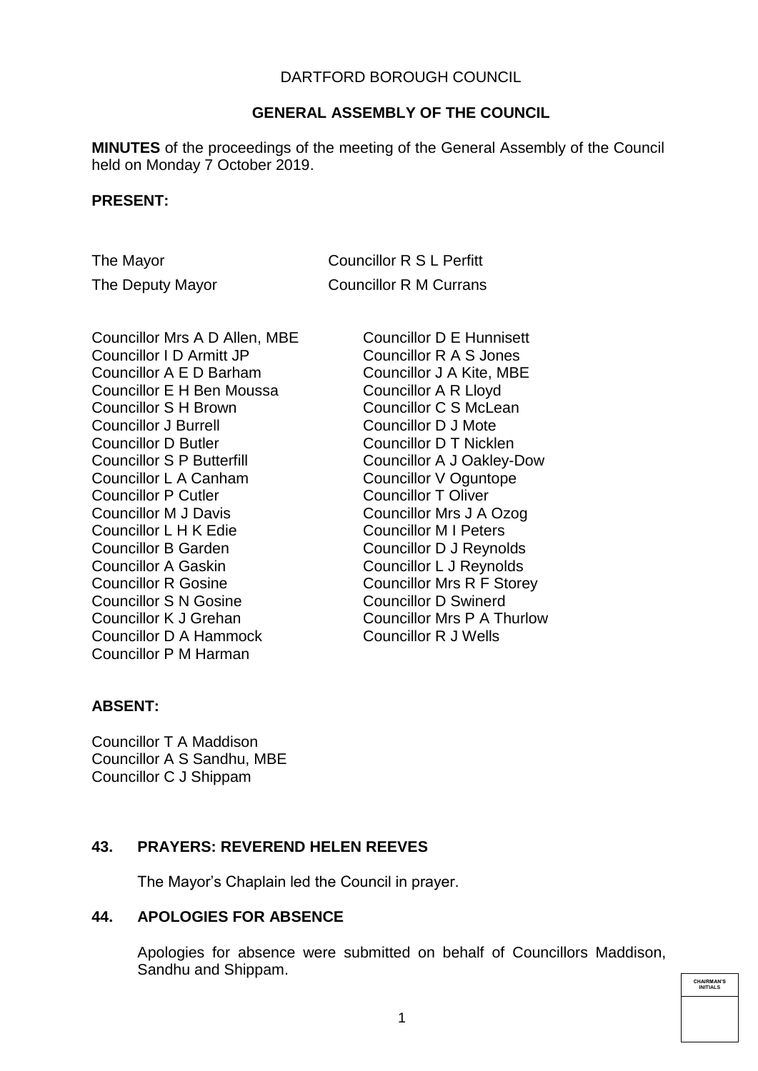DARTFORD BOROUGH COUNCIL

**GENERAL ASSEMBLY OF THE COUNCIL**

**MINUTES** of the proceedings of the meeting of the General Assembly of the Council held on Monday 7 October 2019.

**PRESENT:**

The Mayor — Councillor R S L Perfitt

The Deputy Mayor — Councillor R M Currans

Councillor Mrs A D Allen, MBE
Councillor I D Armitt JP
Councillor A E D Barham
Councillor E H Ben Moussa
Councillor S H Brown
Councillor J Burrell
Councillor D Butler
Councillor S P Butterfill
Councillor L A Canham
Councillor P Cutler
Councillor M J Davis
Councillor L H K Edie
Councillor B Garden
Councillor A Gaskin
Councillor R Gosine
Councillor S N Gosine
Councillor K J Grehan
Councillor D A Hammock
Councillor P M Harman
Councillor D E Hunnisett
Councillor R A S Jones
Councillor J A Kite, MBE
Councillor A R Lloyd
Councillor C S McLean
Councillor D J Mote
Councillor D T Nicklen
Councillor A J Oakley-Dow
Councillor V Oguntope
Councillor T Oliver
Councillor Mrs J A Ozog
Councillor M I Peters
Councillor D J Reynolds
Councillor L J Reynolds
Councillor Mrs R F Storey
Councillor D Swinerd
Councillor Mrs P A Thurlow
Councillor R J Wells

**ABSENT:**

Councillor T A Maddison
Councillor A S Sandhu, MBE
Councillor C J Shippam

**43. PRAYERS: REVEREND HELEN REEVES**

The Mayor's Chaplain led the Council in prayer.

**44. APOLOGIES FOR ABSENCE**

Apologies for absence were submitted on behalf of Councillors Maddison, Sandhu and Shippam.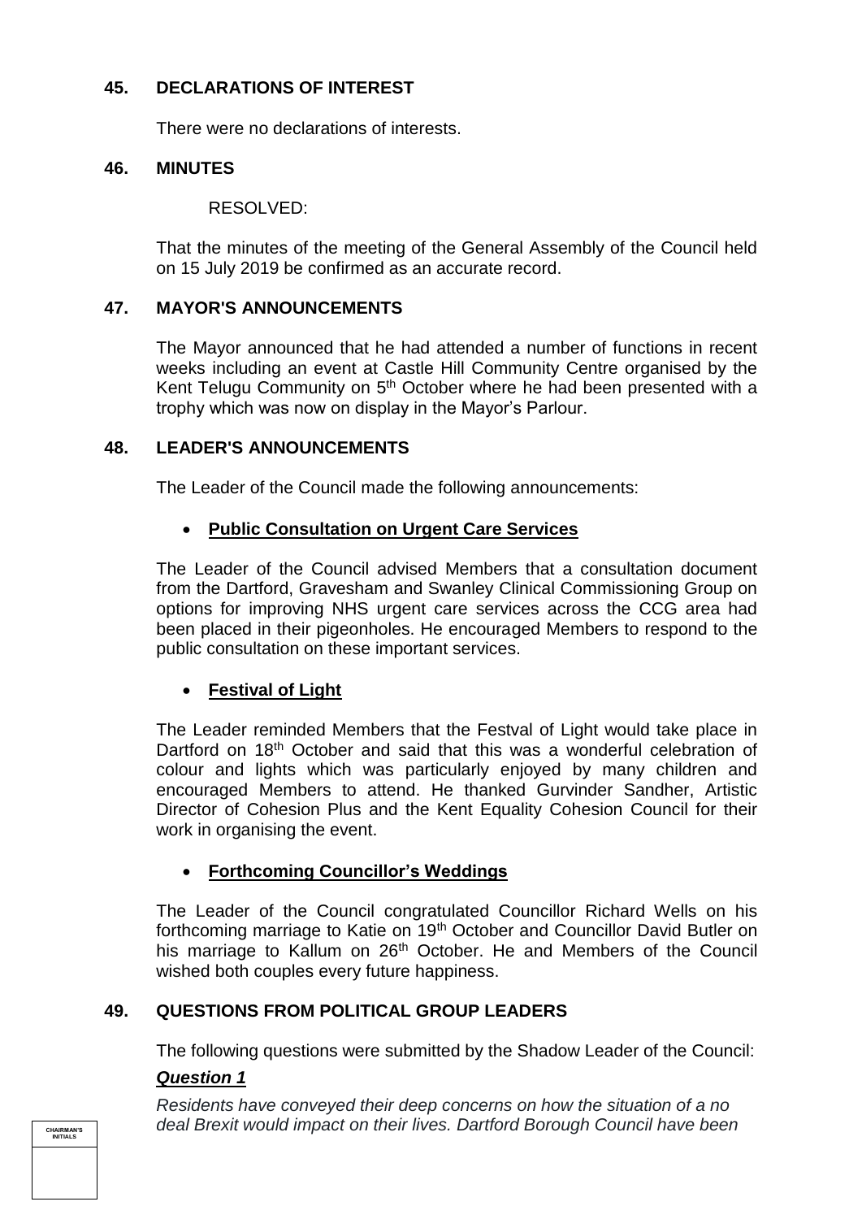## 45. DECLARATIONS OF INTEREST

There were no declarations of interests.

## 46. MINUTES

RESOLVED:

That the minutes of the meeting of the General Assembly of the Council held on 15 July 2019 be confirmed as an accurate record.

## 47. MAYOR'S ANNOUNCEMENTS

The Mayor announced that he had attended a number of functions in recent weeks including an event at Castle Hill Community Centre organised by the Kent Telugu Community on 5th October where he had been presented with a trophy which was now on display in the Mayor's Parlour.

## 48. LEADER'S ANNOUNCEMENTS

The Leader of the Council made the following announcements:

- **Public Consultation on Urgent Care Services**

The Leader of the Council advised Members that a consultation document from the Dartford, Gravesham and Swanley Clinical Commissioning Group on options for improving NHS urgent care services across the CCG area had been placed in their pigeonholes. He encouraged Members to respond to the public consultation on these important services.

- **Festival of Light**

The Leader reminded Members that the Festval of Light would take place in Dartford on 18th October and said that this was a wonderful celebration of colour and lights which was particularly enjoyed by many children and encouraged Members to attend. He thanked Gurvinder Sandher, Artistic Director of Cohesion Plus and the Kent Equality Cohesion Council for their work in organising the event.

- **Forthcoming Councillor's Weddings**

The Leader of the Council congratulated Councillor Richard Wells on his forthcoming marriage to Katie on 19th October and Councillor David Butler on his marriage to Kallum on 26th October. He and Members of the Council wished both couples every future happiness.

## 49. QUESTIONS FROM POLITICAL GROUP LEADERS

The following questions were submitted by the Shadow Leader of the Council:

***Question 1***

*Residents have conveyed their deep concerns on how the situation of a no deal Brexit would impact on their lives. Dartford Borough Council have been*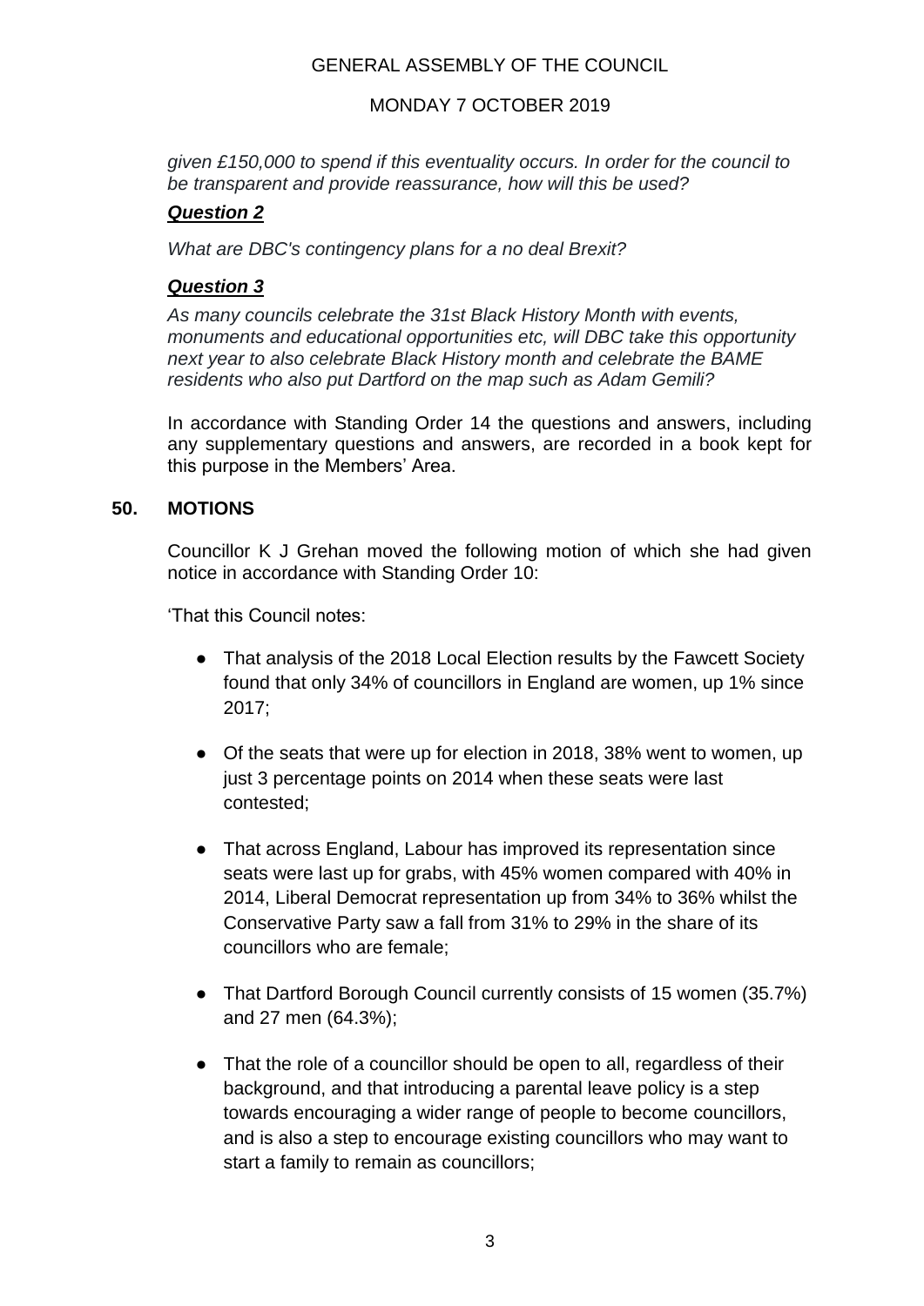*given £150,000 to spend if this eventuality occurs. In order for the council to be transparent and provide reassurance, how will this be used?*

***Question 2***

*What are DBC's contingency plans for a no deal Brexit?*

***Question 3***

*As many councils celebrate the 31st Black History Month with events, monuments and educational opportunities etc, will DBC take this opportunity next year to also celebrate Black History month and celebrate the BAME residents who also put Dartford on the map such as Adam Gemili?*

In accordance with Standing Order 14 the questions and answers, including any supplementary questions and answers, are recorded in a book kept for this purpose in the Members' Area.

## 50. MOTIONS

Councillor K J Grehan moved the following motion of which she had given notice in accordance with Standing Order 10:

'That this Council notes:

- That analysis of the 2018 Local Election results by the Fawcett Society found that only 34% of councillors in England are women, up 1% since 2017;

- Of the seats that were up for election in 2018, 38% went to women, up just 3 percentage points on 2014 when these seats were last contested;

- That across England, Labour has improved its representation since seats were last up for grabs, with 45% women compared with 40% in 2014, Liberal Democrat representation up from 34% to 36% whilst the Conservative Party saw a fall from 31% to 29% in the share of its councillors who are female;

- That Dartford Borough Council currently consists of 15 women (35.7%) and 27 men (64.3%);

- That the role of a councillor should be open to all, regardless of their background, and that introducing a parental leave policy is a step towards encouraging a wider range of people to become councillors, and is also a step to encourage existing councillors who may want to start a family to remain as councillors;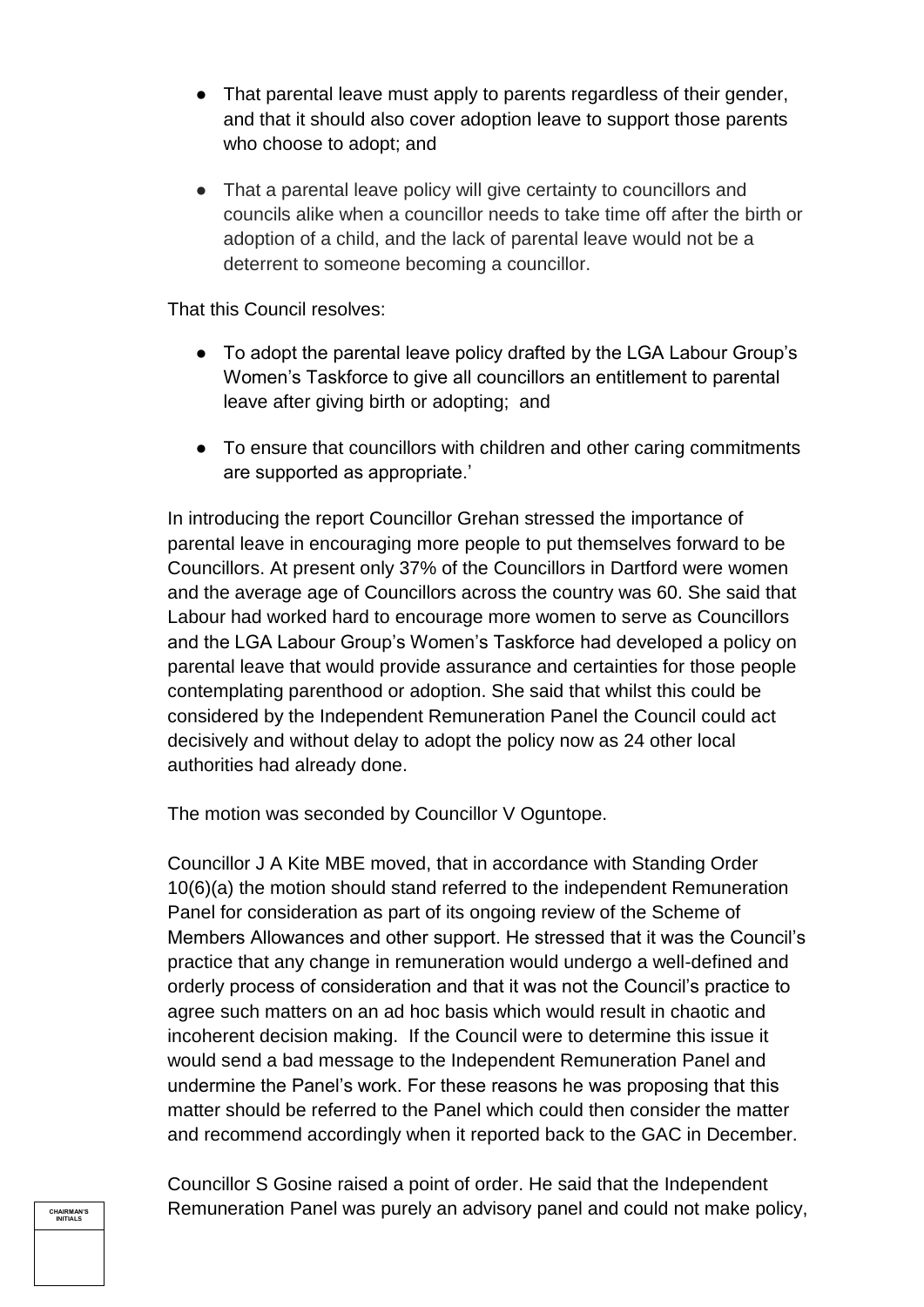- That parental leave must apply to parents regardless of their gender, and that it should also cover adoption leave to support those parents who choose to adopt; and

- That a parental leave policy will give certainty to councillors and councils alike when a councillor needs to take time off after the birth or adoption of a child, and the lack of parental leave would not be a deterrent to someone becoming a councillor.

That this Council resolves:

- To adopt the parental leave policy drafted by the LGA Labour Group's Women's Taskforce to give all councillors an entitlement to parental leave after giving birth or adopting; and

- To ensure that councillors with children and other caring commitments are supported as appropriate.'

In introducing the report Councillor Grehan stressed the importance of parental leave in encouraging more people to put themselves forward to be Councillors. At present only 37% of the Councillors in Dartford were women and the average age of Councillors across the country was 60. She said that Labour had worked hard to encourage more women to serve as Councillors and the LGA Labour Group's Women's Taskforce had developed a policy on parental leave that would provide assurance and certainties for those people contemplating parenthood or adoption. She said that whilst this could be considered by the Independent Remuneration Panel the Council could act decisively and without delay to adopt the policy now as 24 other local authorities had already done.

The motion was seconded by Councillor V Oguntope.

Councillor J A Kite MBE moved, that in accordance with Standing Order 10(6)(a) the motion should stand referred to the independent Remuneration Panel for consideration as part of its ongoing review of the Scheme of Members Allowances and other support. He stressed that it was the Council's practice that any change in remuneration would undergo a well-defined and orderly process of consideration and that it was not the Council's practice to agree such matters on an ad hoc basis which would result in chaotic and incoherent decision making. If the Council were to determine this issue it would send a bad message to the Independent Remuneration Panel and undermine the Panel's work. For these reasons he was proposing that this matter should be referred to the Panel which could then consider the matter and recommend accordingly when it reported back to the GAC in December.

Councillor S Gosine raised a point of order. He said that the Independent Remuneration Panel was purely an advisory panel and could not make policy,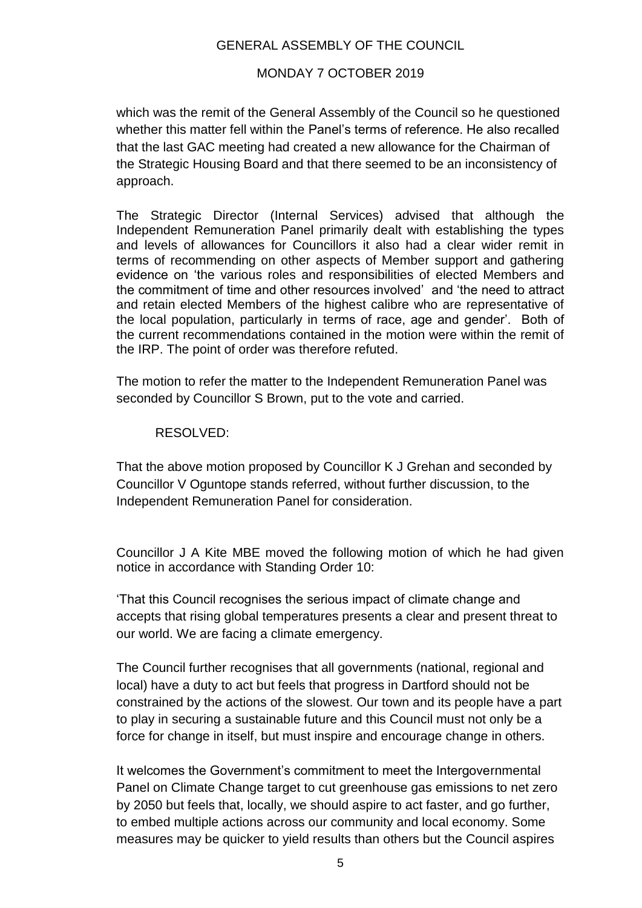which was the remit of the General Assembly of the Council so he questioned whether this matter fell within the Panel's terms of reference. He also recalled that the last GAC meeting had created a new allowance for the Chairman of the Strategic Housing Board and that there seemed to be an inconsistency of approach.

The Strategic Director (Internal Services) advised that although the Independent Remuneration Panel primarily dealt with establishing the types and levels of allowances for Councillors it also had a clear wider remit in terms of recommending on other aspects of Member support and gathering evidence on 'the various roles and responsibilities of elected Members and the commitment of time and other resources involved' and 'the need to attract and retain elected Members of the highest calibre who are representative of the local population, particularly in terms of race, age and gender'. Both of the current recommendations contained in the motion were within the remit of the IRP. The point of order was therefore refuted.

The motion to refer the matter to the Independent Remuneration Panel was seconded by Councillor S Brown, put to the vote and carried.

RESOLVED:

That the above motion proposed by Councillor K J Grehan and seconded by Councillor V Oguntope stands referred, without further discussion, to the Independent Remuneration Panel for consideration.

Councillor J A Kite MBE moved the following motion of which he had given notice in accordance with Standing Order 10:

'That this Council recognises the serious impact of climate change and accepts that rising global temperatures presents a clear and present threat to our world. We are facing a climate emergency.

The Council further recognises that all governments (national, regional and local) have a duty to act but feels that progress in Dartford should not be constrained by the actions of the slowest. Our town and its people have a part to play in securing a sustainable future and this Council must not only be a force for change in itself, but must inspire and encourage change in others.

It welcomes the Government's commitment to meet the Intergovernmental Panel on Climate Change target to cut greenhouse gas emissions to net zero by 2050 but feels that, locally, we should aspire to act faster, and go further, to embed multiple actions across our community and local economy. Some measures may be quicker to yield results than others but the Council aspires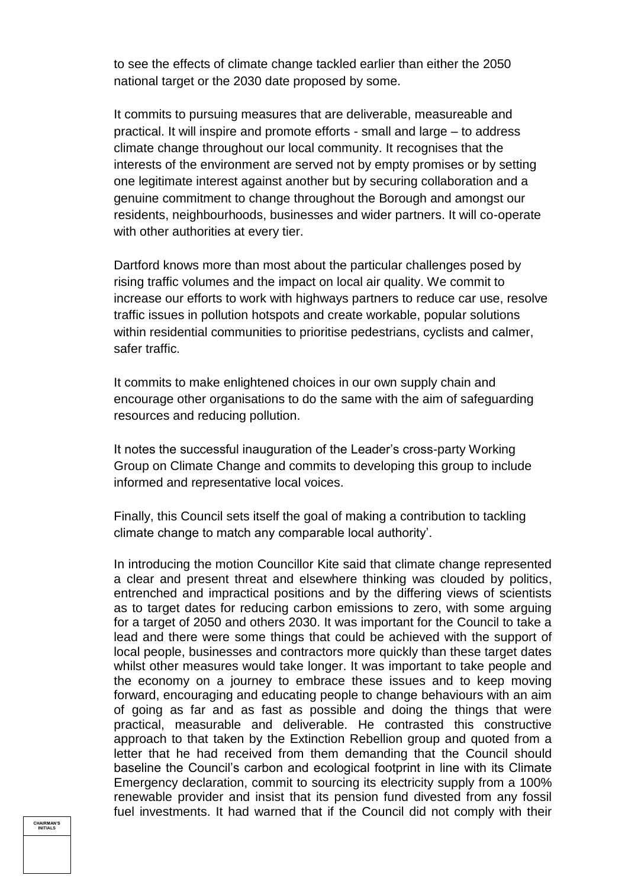to see the effects of climate change tackled earlier than either the 2050 national target or the 2030 date proposed by some.

It commits to pursuing measures that are deliverable, measureable and practical. It will inspire and promote efforts - small and large – to address climate change throughout our local community. It recognises that the interests of the environment are served not by empty promises or by setting one legitimate interest against another but by securing collaboration and a genuine commitment to change throughout the Borough and amongst our residents, neighbourhoods, businesses and wider partners. It will co-operate with other authorities at every tier.

Dartford knows more than most about the particular challenges posed by rising traffic volumes and the impact on local air quality. We commit to increase our efforts to work with highways partners to reduce car use, resolve traffic issues in pollution hotspots and create workable, popular solutions within residential communities to prioritise pedestrians, cyclists and calmer, safer traffic.

It commits to make enlightened choices in our own supply chain and encourage other organisations to do the same with the aim of safeguarding resources and reducing pollution.

It notes the successful inauguration of the Leader's cross-party Working Group on Climate Change and commits to developing this group to include informed and representative local voices.

Finally, this Council sets itself the goal of making a contribution to tackling climate change to match any comparable local authority'.

In introducing the motion Councillor Kite said that climate change represented a clear and present threat and elsewhere thinking was clouded by politics, entrenched and impractical positions and by the differing views of scientists as to target dates for reducing carbon emissions to zero, with some arguing for a target of 2050 and others 2030. It was important for the Council to take a lead and there were some things that could be achieved with the support of local people, businesses and contractors more quickly than these target dates whilst other measures would take longer. It was important to take people and the economy on a journey to embrace these issues and to keep moving forward, encouraging and educating people to change behaviours with an aim of going as far and as fast as possible and doing the things that were practical, measurable and deliverable. He contrasted this constructive approach to that taken by the Extinction Rebellion group and quoted from a letter that he had received from them demanding that the Council should baseline the Council's carbon and ecological footprint in line with its Climate Emergency declaration, commit to sourcing its electricity supply from a 100% renewable provider and insist that its pension fund divested from any fossil fuel investments. It had warned that if the Council did not comply with their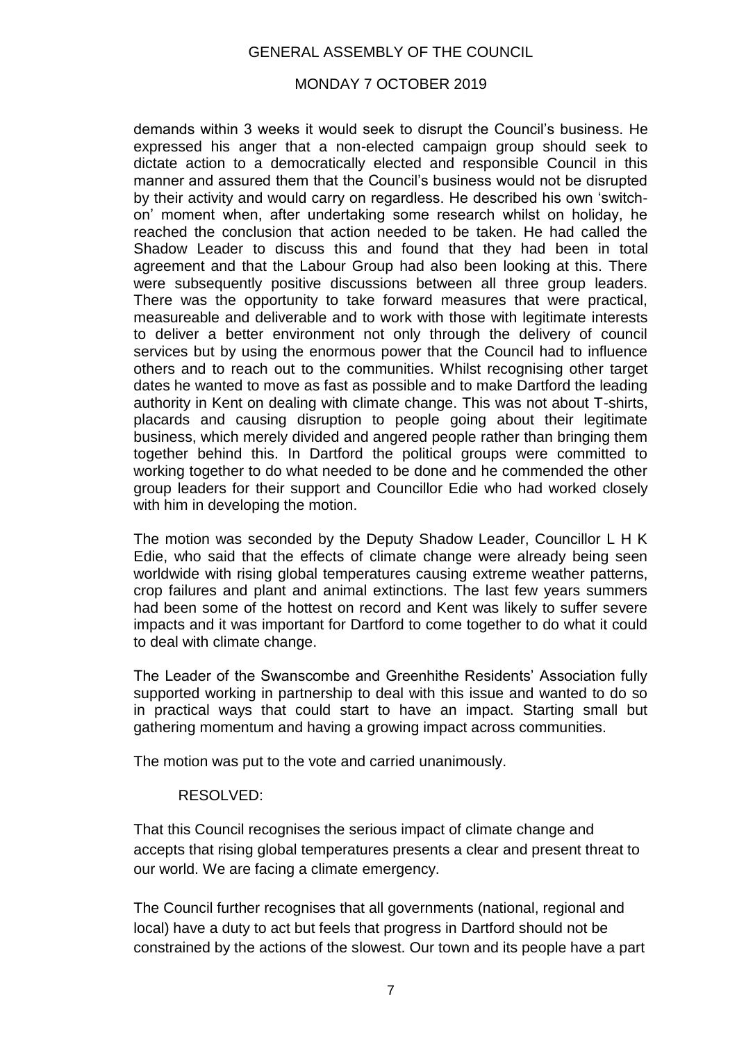demands within 3 weeks it would seek to disrupt the Council's business. He expressed his anger that a non-elected campaign group should seek to dictate action to a democratically elected and responsible Council in this manner and assured them that the Council's business would not be disrupted by their activity and would carry on regardless. He described his own 'switch-on' moment when, after undertaking some research whilst on holiday, he reached the conclusion that action needed to be taken. He had called the Shadow Leader to discuss this and found that they had been in total agreement and that the Labour Group had also been looking at this. There were subsequently positive discussions between all three group leaders. There was the opportunity to take forward measures that were practical, measureable and deliverable and to work with those with legitimate interests to deliver a better environment not only through the delivery of council services but by using the enormous power that the Council had to influence others and to reach out to the communities. Whilst recognising other target dates he wanted to move as fast as possible and to make Dartford the leading authority in Kent on dealing with climate change. This was not about T-shirts, placards and causing disruption to people going about their legitimate business, which merely divided and angered people rather than bringing them together behind this. In Dartford the political groups were committed to working together to do what needed to be done and he commended the other group leaders for their support and Councillor Edie who had worked closely with him in developing the motion.

The motion was seconded by the Deputy Shadow Leader, Councillor L H K Edie, who said that the effects of climate change were already being seen worldwide with rising global temperatures causing extreme weather patterns, crop failures and plant and animal extinctions. The last few years summers had been some of the hottest on record and Kent was likely to suffer severe impacts and it was important for Dartford to come together to do what it could to deal with climate change.

The Leader of the Swanscombe and Greenhithe Residents' Association fully supported working in partnership to deal with this issue and wanted to do so in practical ways that could start to have an impact. Starting small but gathering momentum and having a growing impact across communities.

The motion was put to the vote and carried unanimously.

RESOLVED:

That this Council recognises the serious impact of climate change and accepts that rising global temperatures presents a clear and present threat to our world. We are facing a climate emergency.

The Council further recognises that all governments (national, regional and local) have a duty to act but feels that progress in Dartford should not be constrained by the actions of the slowest. Our town and its people have a part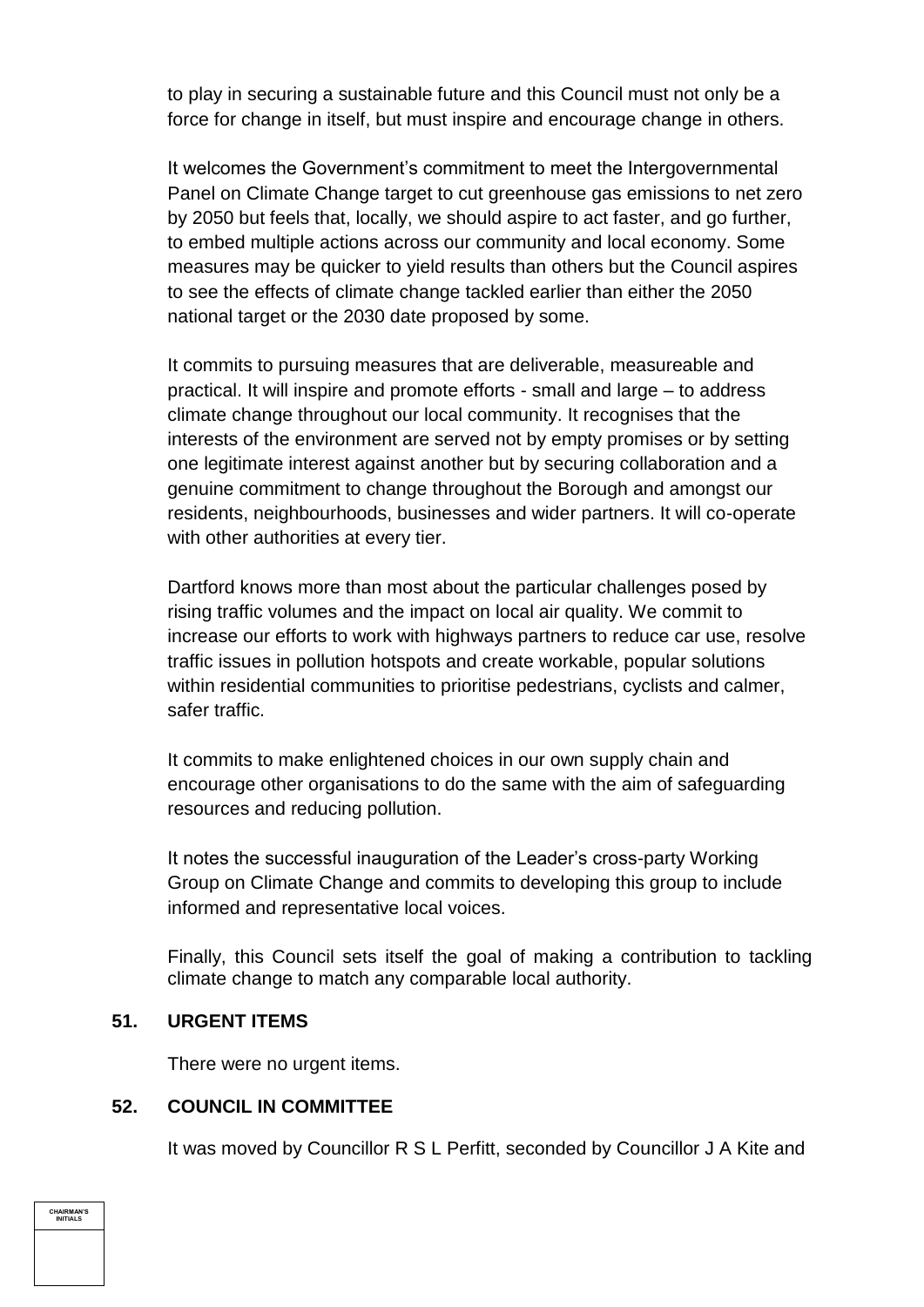to play in securing a sustainable future and this Council must not only be a force for change in itself, but must inspire and encourage change in others.

It welcomes the Government's commitment to meet the Intergovernmental Panel on Climate Change target to cut greenhouse gas emissions to net zero by 2050 but feels that, locally, we should aspire to act faster, and go further, to embed multiple actions across our community and local economy. Some measures may be quicker to yield results than others but the Council aspires to see the effects of climate change tackled earlier than either the 2050 national target or the 2030 date proposed by some.

It commits to pursuing measures that are deliverable, measureable and practical. It will inspire and promote efforts - small and large – to address climate change throughout our local community. It recognises that the interests of the environment are served not by empty promises or by setting one legitimate interest against another but by securing collaboration and a genuine commitment to change throughout the Borough and amongst our residents, neighbourhoods, businesses and wider partners. It will co-operate with other authorities at every tier.

Dartford knows more than most about the particular challenges posed by rising traffic volumes and the impact on local air quality. We commit to increase our efforts to work with highways partners to reduce car use, resolve traffic issues in pollution hotspots and create workable, popular solutions within residential communities to prioritise pedestrians, cyclists and calmer, safer traffic.

It commits to make enlightened choices in our own supply chain and encourage other organisations to do the same with the aim of safeguarding resources and reducing pollution.

It notes the successful inauguration of the Leader's cross-party Working Group on Climate Change and commits to developing this group to include informed and representative local voices.

Finally, this Council sets itself the goal of making a contribution to tackling climate change to match any comparable local authority.

## 51. URGENT ITEMS

There were no urgent items.

## 52. COUNCIL IN COMMITTEE

It was moved by Councillor R S L Perfitt, seconded by Councillor J A Kite and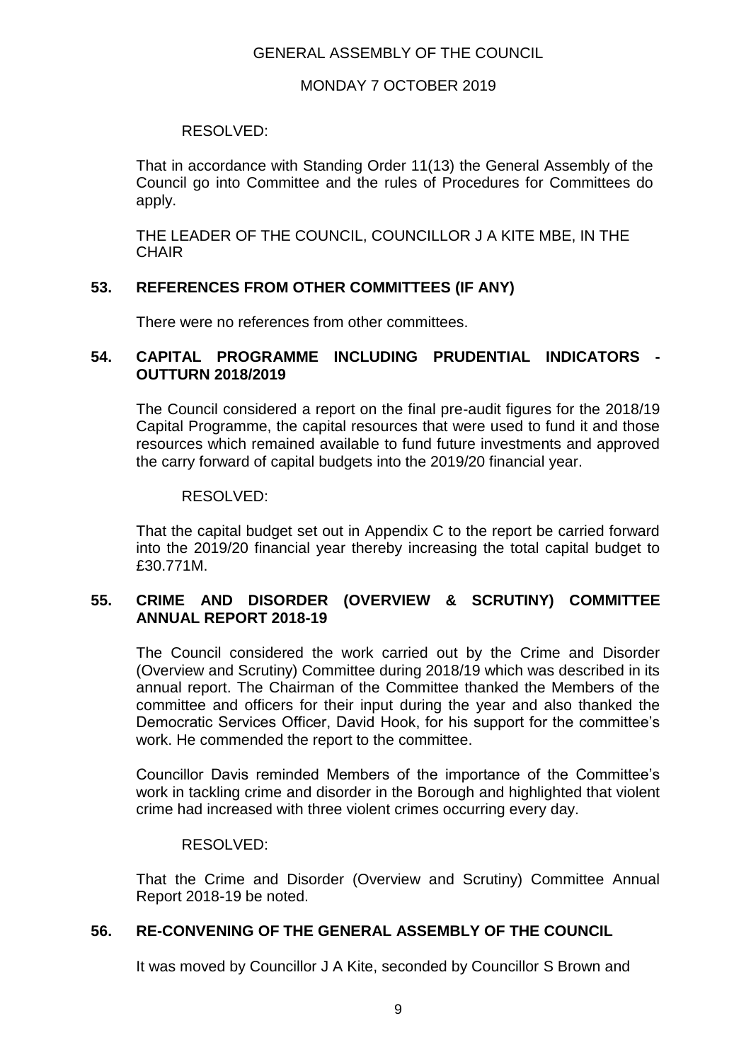GENERAL ASSEMBLY OF THE COUNCIL

MONDAY 7 OCTOBER 2019

RESOLVED:

That in accordance with Standing Order 11(13) the General Assembly of the Council go into Committee and the rules of Procedures for Committees do apply.

THE LEADER OF THE COUNCIL, COUNCILLOR J A KITE MBE, IN THE CHAIR

## 53. REFERENCES FROM OTHER COMMITTEES (IF ANY)

There were no references from other committees.

## 54. CAPITAL PROGRAMME INCLUDING PRUDENTIAL INDICATORS - OUTTURN 2018/2019

The Council considered a report on the final pre-audit figures for the 2018/19 Capital Programme, the capital resources that were used to fund it and those resources which remained available to fund future investments and approved the carry forward of capital budgets into the 2019/20 financial year.

RESOLVED:

That the capital budget set out in Appendix C to the report be carried forward into the 2019/20 financial year thereby increasing the total capital budget to £30.771M.

## 55. CRIME AND DISORDER (OVERVIEW & SCRUTINY) COMMITTEE ANNUAL REPORT 2018-19

The Council considered the work carried out by the Crime and Disorder (Overview and Scrutiny) Committee during 2018/19 which was described in its annual report. The Chairman of the Committee thanked the Members of the committee and officers for their input during the year and also thanked the Democratic Services Officer, David Hook, for his support for the committee's work. He commended the report to the committee.

Councillor Davis reminded Members of the importance of the Committee's work in tackling crime and disorder in the Borough and highlighted that violent crime had increased with three violent crimes occurring every day.

RESOLVED:

That the Crime and Disorder (Overview and Scrutiny) Committee Annual Report 2018-19 be noted.

## 56. RE-CONVENING OF THE GENERAL ASSEMBLY OF THE COUNCIL

It was moved by Councillor J A Kite, seconded by Councillor S Brown and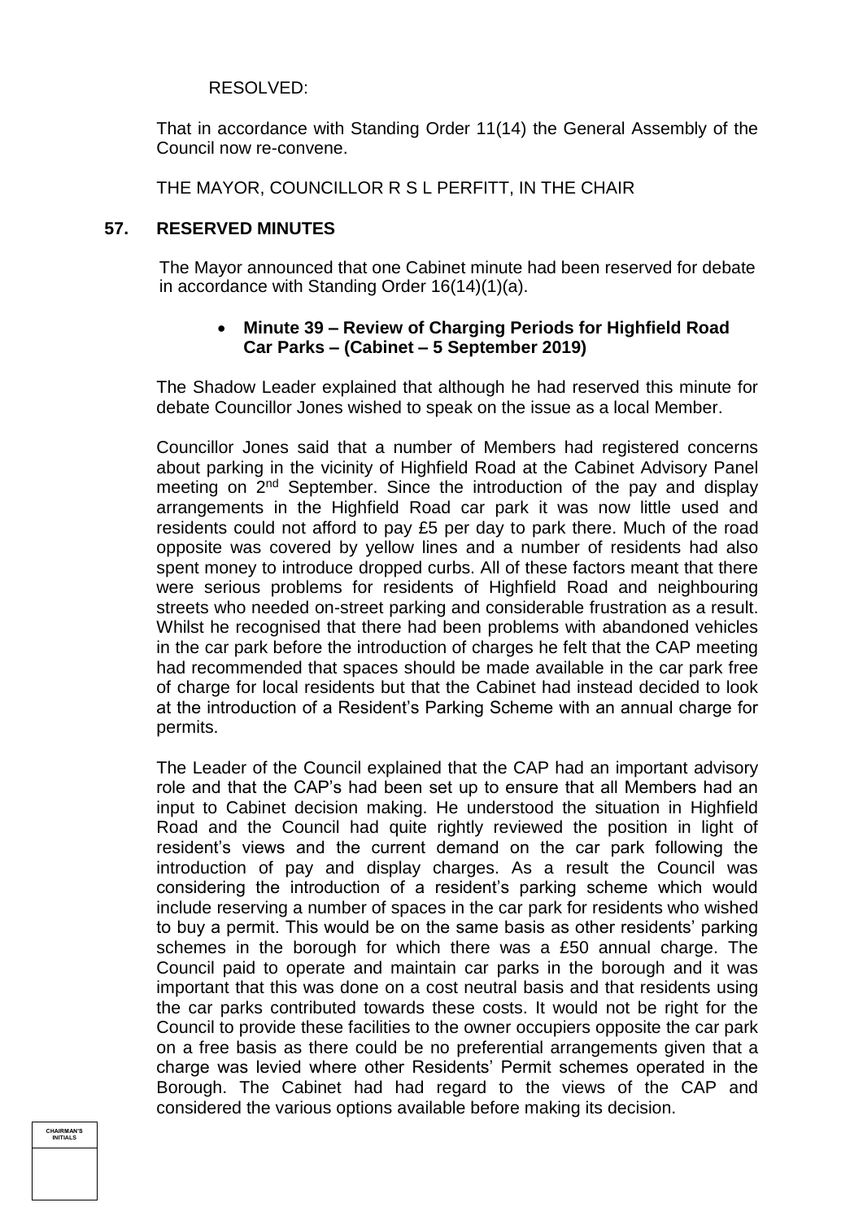RESOLVED:

That in accordance with Standing Order 11(14) the General Assembly of the Council now re-convene.

THE MAYOR, COUNCILLOR R S L PERFITT, IN THE CHAIR

## 57. RESERVED MINUTES

The Mayor announced that one Cabinet minute had been reserved for debate in accordance with Standing Order 16(14)(1)(a).

- **Minute 39 – Review of Charging Periods for Highfield Road Car Parks – (Cabinet – 5 September 2019)**

The Shadow Leader explained that although he had reserved this minute for debate Councillor Jones wished to speak on the issue as a local Member.

Councillor Jones said that a number of Members had registered concerns about parking in the vicinity of Highfield Road at the Cabinet Advisory Panel meeting on 2nd September. Since the introduction of the pay and display arrangements in the Highfield Road car park it was now little used and residents could not afford to pay £5 per day to park there. Much of the road opposite was covered by yellow lines and a number of residents had also spent money to introduce dropped curbs. All of these factors meant that there were serious problems for residents of Highfield Road and neighbouring streets who needed on-street parking and considerable frustration as a result. Whilst he recognised that there had been problems with abandoned vehicles in the car park before the introduction of charges he felt that the CAP meeting had recommended that spaces should be made available in the car park free of charge for local residents but that the Cabinet had instead decided to look at the introduction of a Resident's Parking Scheme with an annual charge for permits.

The Leader of the Council explained that the CAP had an important advisory role and that the CAP's had been set up to ensure that all Members had an input to Cabinet decision making. He understood the situation in Highfield Road and the Council had quite rightly reviewed the position in light of resident's views and the current demand on the car park following the introduction of pay and display charges. As a result the Council was considering the introduction of a resident's parking scheme which would include reserving a number of spaces in the car park for residents who wished to buy a permit. This would be on the same basis as other residents' parking schemes in the borough for which there was a £50 annual charge. The Council paid to operate and maintain car parks in the borough and it was important that this was done on a cost neutral basis and that residents using the car parks contributed towards these costs. It would not be right for the Council to provide these facilities to the owner occupiers opposite the car park on a free basis as there could be no preferential arrangements given that a charge was levied where other Residents' Permit schemes operated in the Borough. The Cabinet had had regard to the views of the CAP and considered the various options available before making its decision.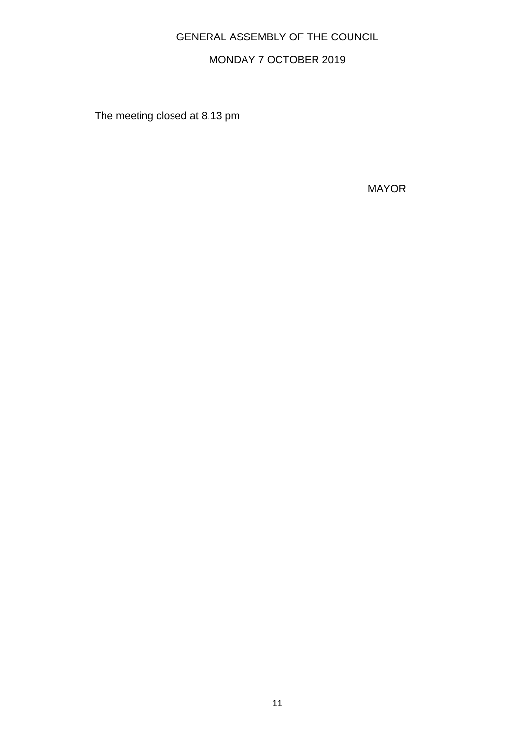The meeting closed at 8.13 pm

MAYOR